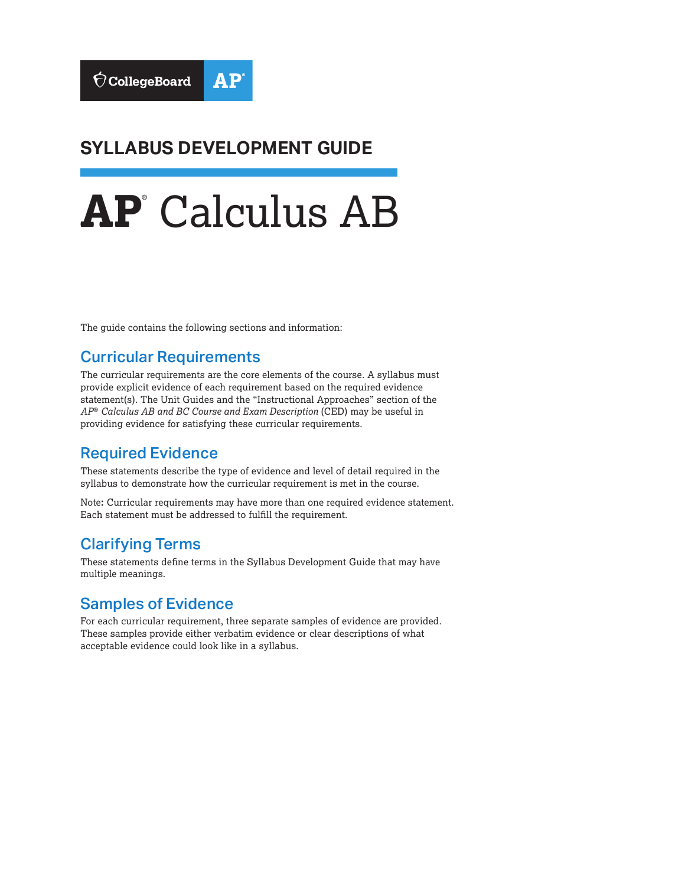CollegeBoard AP®

## SYLLABUS DEVELOPMENT GUIDE

# AP® Calculus AB

The guide contains the following sections and information:

## Curricular Requirements

The curricular requirements are the core elements of the course. A syllabus must provide explicit evidence of each requirement based on the required evidence statement(s). The Unit Guides and the "Instructional Approaches" section of the *AP® Calculus AB and BC Course and Exam Description* (CED) may be useful in providing evidence for satisfying these curricular requirements.

## Required Evidence

These statements describe the type of evidence and level of detail required in the syllabus to demonstrate how the curricular requirement is met in the course.

Note**:** Curricular requirements may have more than one required evidence statement. Each statement must be addressed to fulfill the requirement.

## Clarifying Terms

These statements define terms in the Syllabus Development Guide that may have multiple meanings.

## Samples of Evidence

For each curricular requirement, three separate samples of evidence are provided. These samples provide either verbatim evidence or clear descriptions of what acceptable evidence could look like in a syllabus.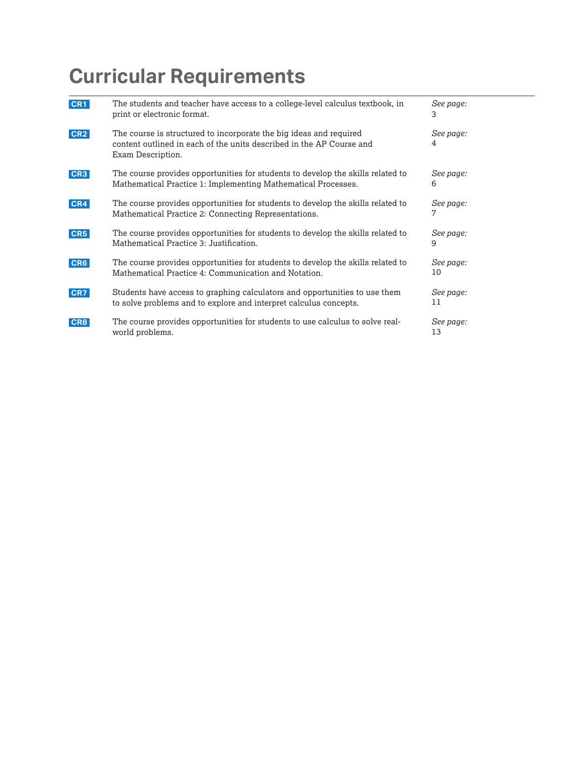# Curricular Requirements

| | | |
|---|---|---|
| **CR1** | The students and teacher have access to a college-level calculus textbook, in print or electronic format. | *See page:* 3 |
| **CR2** | The course is structured to incorporate the big ideas and required content outlined in each of the units described in the AP Course and Exam Description. | *See page:* 4 |
| **CR3** | The course provides opportunities for students to develop the skills related to Mathematical Practice 1: Implementing Mathematical Processes. | *See page:* 6 |
| **CR4** | The course provides opportunities for students to develop the skills related to Mathematical Practice 2: Connecting Representations. | *See page:* 7 |
| **CR5** | The course provides opportunities for students to develop the skills related to Mathematical Practice 3: Justification. | *See page:* 9 |
| **CR6** | The course provides opportunities for students to develop the skills related to Mathematical Practice 4: Communication and Notation. | *See page:* 10 |
| **CR7** | Students have access to graphing calculators and opportunities to use them to solve problems and to explore and interpret calculus concepts. | *See page:* 11 |
| **CR8** | The course provides opportunities for students to use calculus to solve real-world problems. | *See page:* 13 |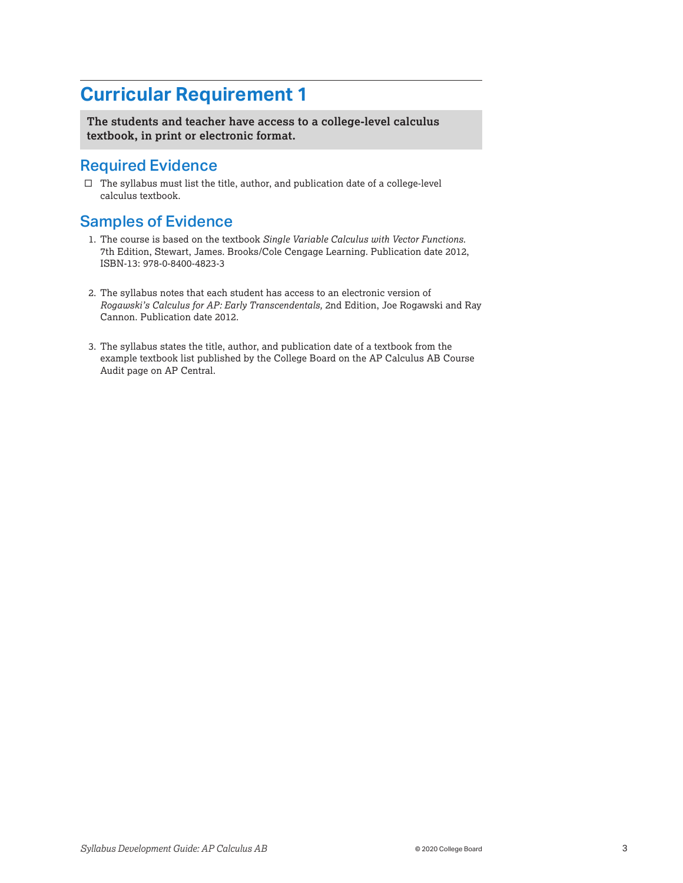# Curricular Requirement 1

**The students and teacher have access to a college-level calculus textbook, in print or electronic format.**

## Required Evidence

- ☐ The syllabus must list the title, author, and publication date of a college-level calculus textbook.

## Samples of Evidence

1. The course is based on the textbook *Single Variable Calculus with Vector Functions.* 7th Edition, Stewart, James. Brooks/Cole Cengage Learning. Publication date 2012, ISBN-13: 978-0-8400-4823-3

2. The syllabus notes that each student has access to an electronic version of *Rogawski's Calculus for AP: Early Transcendentals,* 2nd Edition, Joe Rogawski and Ray Cannon. Publication date 2012.

3. The syllabus states the title, author, and publication date of a textbook from the example textbook list published by the College Board on the AP Calculus AB Course Audit page on AP Central.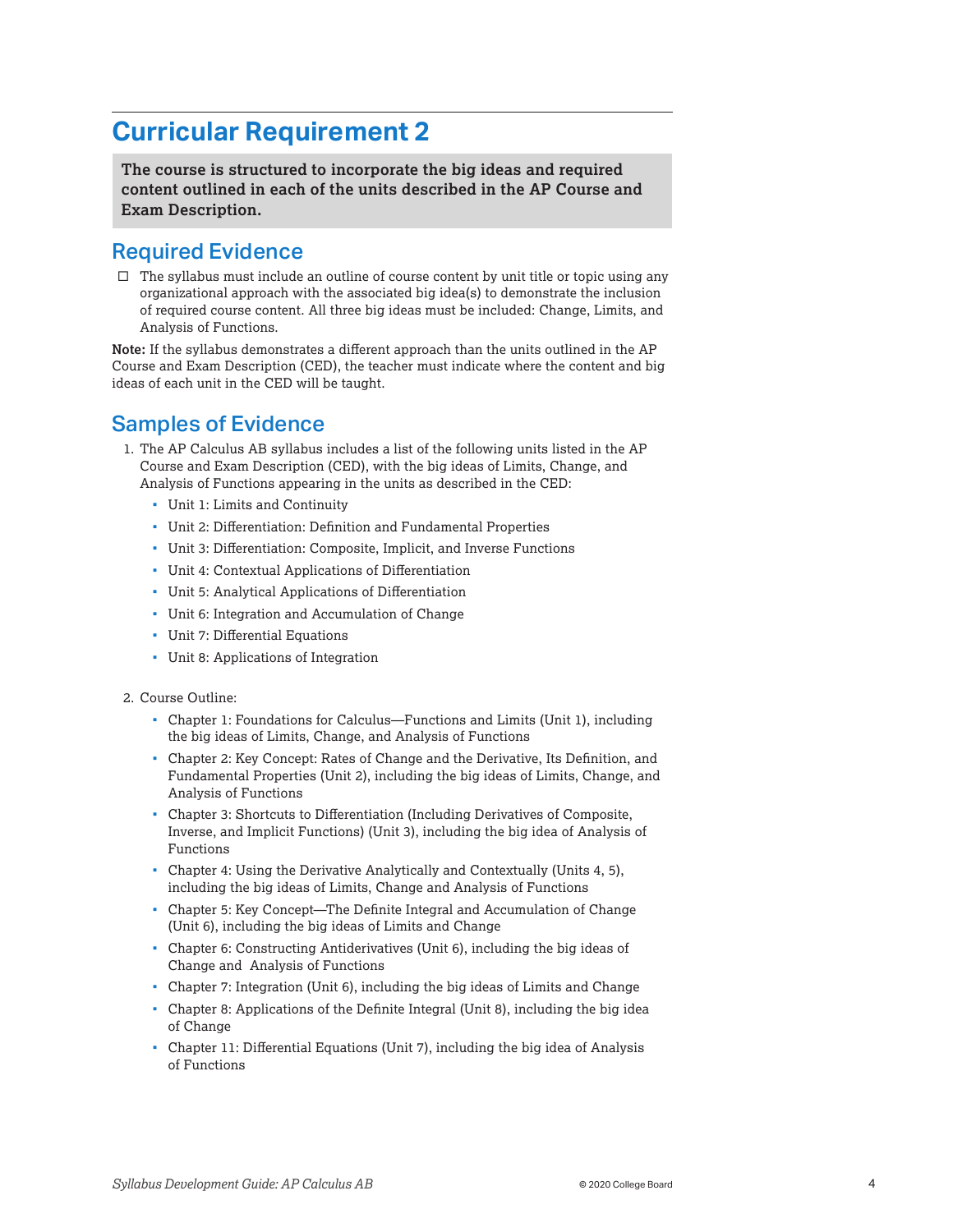# Curricular Requirement 2

**The course is structured to incorporate the big ideas and required content outlined in each of the units described in the AP Course and Exam Description.**

## Required Evidence

- ☐ The syllabus must include an outline of course content by unit title or topic using any organizational approach with the associated big idea(s) to demonstrate the inclusion of required course content. All three big ideas must be included: Change, Limits, and Analysis of Functions.

**Note:** If the syllabus demonstrates a different approach than the units outlined in the AP Course and Exam Description (CED), the teacher must indicate where the content and big ideas of each unit in the CED will be taught.

## Samples of Evidence

1. The AP Calculus AB syllabus includes a list of the following units listed in the AP Course and Exam Description (CED), with the big ideas of Limits, Change, and Analysis of Functions appearing in the units as described in the CED:
   - Unit 1: Limits and Continuity
   - Unit 2: Differentiation: Definition and Fundamental Properties
   - Unit 3: Differentiation: Composite, Implicit, and Inverse Functions
   - Unit 4: Contextual Applications of Differentiation
   - Unit 5: Analytical Applications of Differentiation
   - Unit 6: Integration and Accumulation of Change
   - Unit 7: Differential Equations
   - Unit 8: Applications of Integration

2. Course Outline:
   - Chapter 1: Foundations for Calculus—Functions and Limits (Unit 1), including the big ideas of Limits, Change, and Analysis of Functions
   - Chapter 2: Key Concept: Rates of Change and the Derivative, Its Definition, and Fundamental Properties (Unit 2), including the big ideas of Limits, Change, and Analysis of Functions
   - Chapter 3: Shortcuts to Differentiation (Including Derivatives of Composite, Inverse, and Implicit Functions) (Unit 3), including the big idea of Analysis of Functions
   - Chapter 4: Using the Derivative Analytically and Contextually (Units 4, 5), including the big ideas of Limits, Change and Analysis of Functions
   - Chapter 5: Key Concept—The Definite Integral and Accumulation of Change (Unit 6), including the big ideas of Limits and Change
   - Chapter 6: Constructing Antiderivatives (Unit 6), including the big ideas of Change and Analysis of Functions
   - Chapter 7: Integration (Unit 6), including the big ideas of Limits and Change
   - Chapter 8: Applications of the Definite Integral (Unit 8), including the big idea of Change
   - Chapter 11: Differential Equations (Unit 7), including the big idea of Analysis of Functions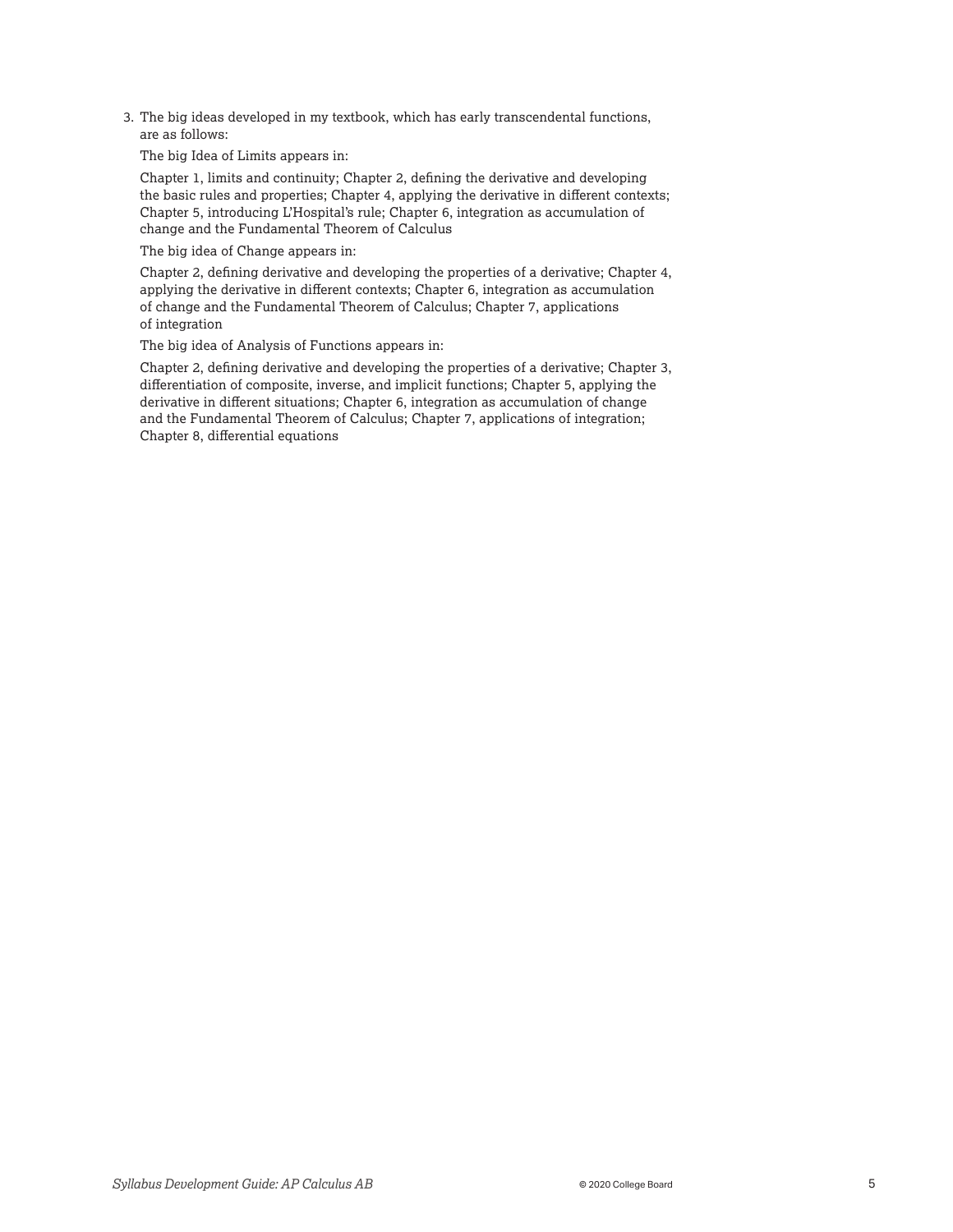3. The big ideas developed in my textbook, which has early transcendental functions, are as follows:

   The big Idea of Limits appears in:

   Chapter 1, limits and continuity; Chapter 2, defining the derivative and developing the basic rules and properties; Chapter 4, applying the derivative in different contexts; Chapter 5, introducing L'Hospital's rule; Chapter 6, integration as accumulation of change and the Fundamental Theorem of Calculus

   The big idea of Change appears in:

   Chapter 2, defining derivative and developing the properties of a derivative; Chapter 4, applying the derivative in different contexts; Chapter 6, integration as accumulation of change and the Fundamental Theorem of Calculus; Chapter 7, applications of integration

   The big idea of Analysis of Functions appears in:

   Chapter 2, defining derivative and developing the properties of a derivative; Chapter 3, differentiation of composite, inverse, and implicit functions; Chapter 5, applying the derivative in different situations; Chapter 6, integration as accumulation of change and the Fundamental Theorem of Calculus; Chapter 7, applications of integration; Chapter 8, differential equations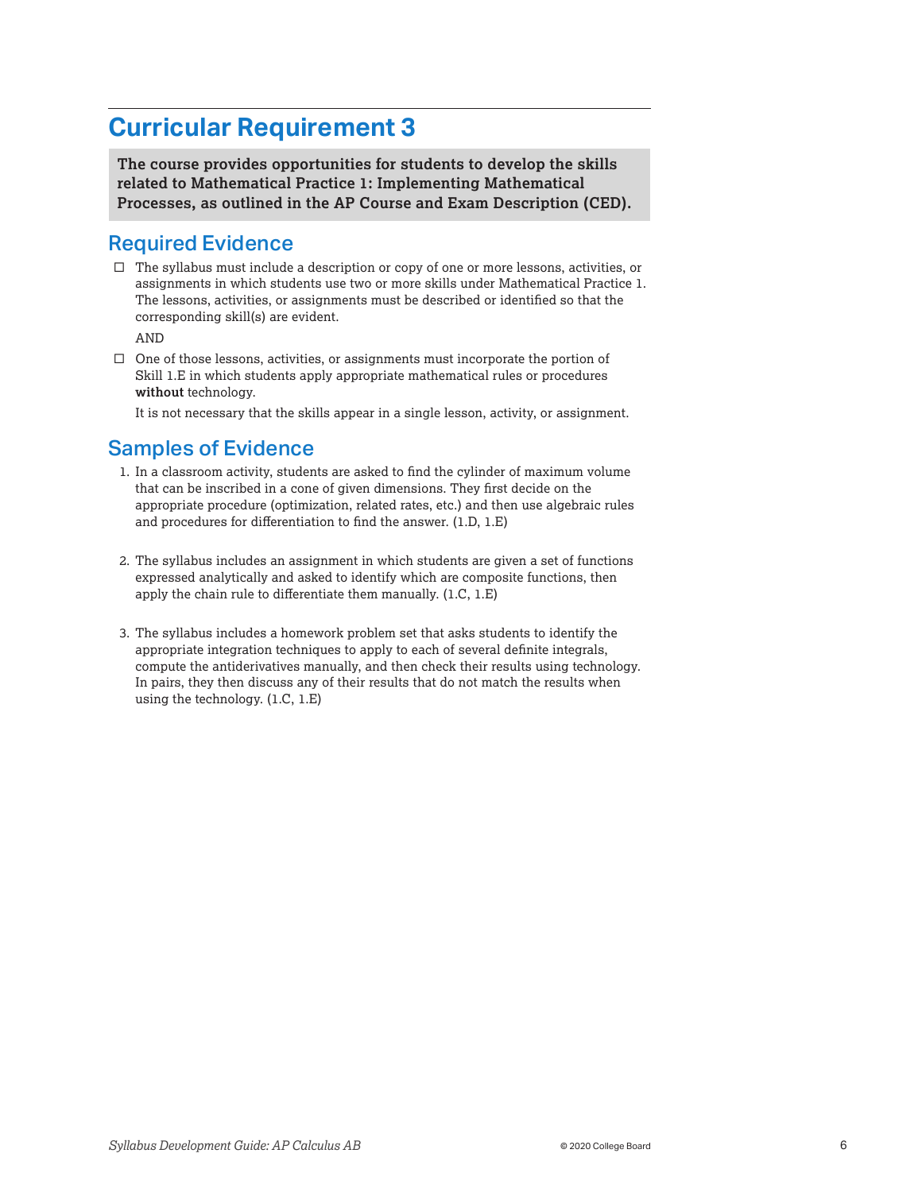# Curricular Requirement 3

**The course provides opportunities for students to develop the skills related to Mathematical Practice 1: Implementing Mathematical Processes, as outlined in the AP Course and Exam Description (CED).**

## Required Evidence

- ☐ The syllabus must include a description or copy of one or more lessons, activities, or assignments in which students use two or more skills under Mathematical Practice 1. The lessons, activities, or assignments must be described or identified so that the corresponding skill(s) are evident.

  AND

- ☐ One of those lessons, activities, or assignments must incorporate the portion of Skill 1.E in which students apply appropriate mathematical rules or procedures **without** technology.

  It is not necessary that the skills appear in a single lesson, activity, or assignment.

## Samples of Evidence

1. In a classroom activity, students are asked to find the cylinder of maximum volume that can be inscribed in a cone of given dimensions. They first decide on the appropriate procedure (optimization, related rates, etc.) and then use algebraic rules and procedures for differentiation to find the answer. (1.D, 1.E)

2. The syllabus includes an assignment in which students are given a set of functions expressed analytically and asked to identify which are composite functions, then apply the chain rule to differentiate them manually. (1.C, 1.E)

3. The syllabus includes a homework problem set that asks students to identify the appropriate integration techniques to apply to each of several definite integrals, compute the antiderivatives manually, and then check their results using technology. In pairs, they then discuss any of their results that do not match the results when using the technology. (1.C, 1.E)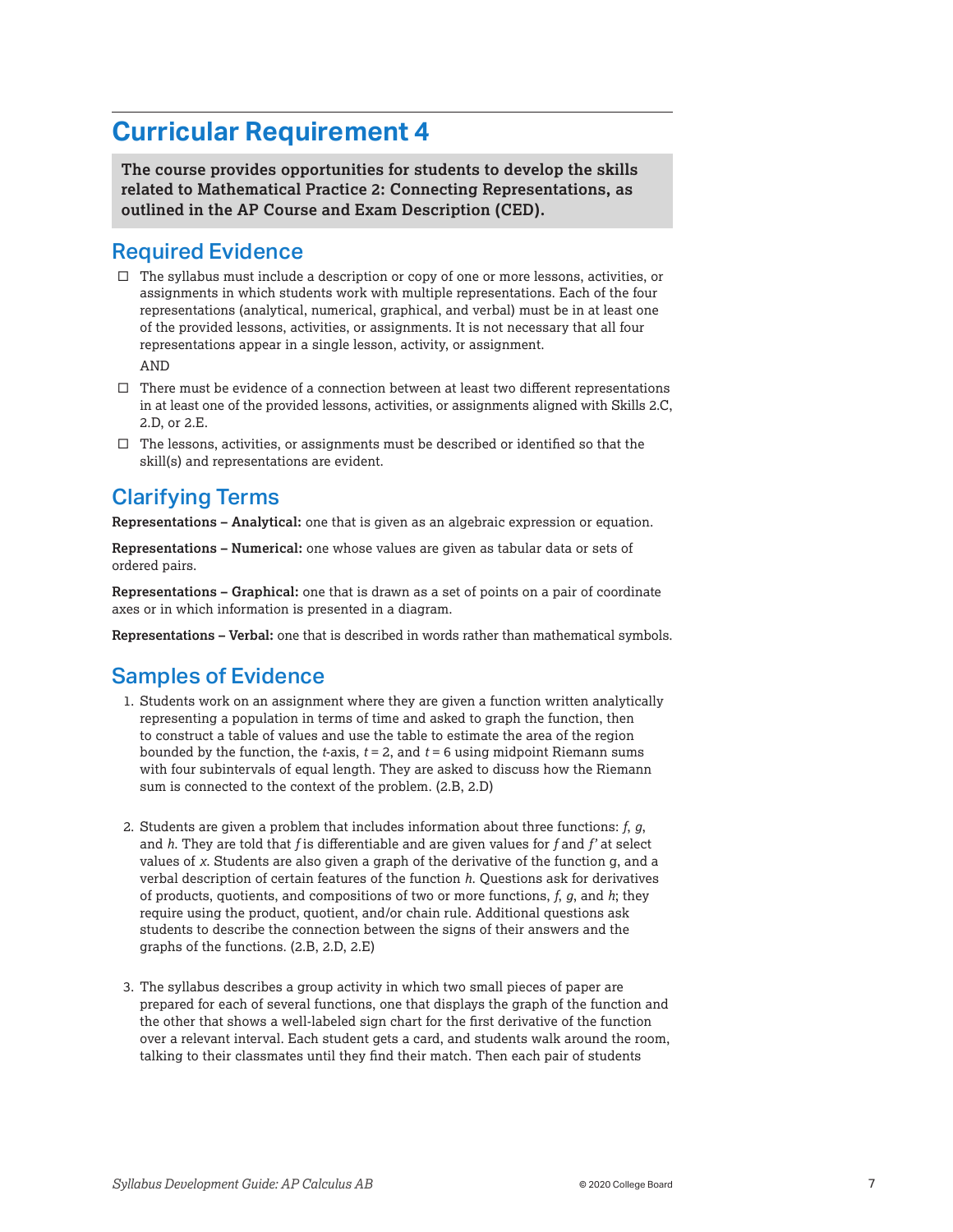# Curricular Requirement 4

**The course provides opportunities for students to develop the skills related to Mathematical Practice 2: Connecting Representations, as outlined in the AP Course and Exam Description (CED).**

## Required Evidence

- ☐ The syllabus must include a description or copy of one or more lessons, activities, or assignments in which students work with multiple representations. Each of the four representations (analytical, numerical, graphical, and verbal) must be in at least one of the provided lessons, activities, or assignments. It is not necessary that all four representations appear in a single lesson, activity, or assignment.

  AND

- ☐ There must be evidence of a connection between at least two different representations in at least one of the provided lessons, activities, or assignments aligned with Skills 2.C, 2.D, or 2.E.
- ☐ The lessons, activities, or assignments must be described or identified so that the skill(s) and representations are evident.

## Clarifying Terms

**Representations – Analytical:** one that is given as an algebraic expression or equation.

**Representations – Numerical:** one whose values are given as tabular data or sets of ordered pairs.

**Representations – Graphical:** one that is drawn as a set of points on a pair of coordinate axes or in which information is presented in a diagram.

**Representations – Verbal:** one that is described in words rather than mathematical symbols.

## Samples of Evidence

1. Students work on an assignment where they are given a function written analytically representing a population in terms of time and asked to graph the function, then to construct a table of values and use the table to estimate the area of the region bounded by the function, the $t$-axis, $t = 2$, and $t = 6$ using midpoint Riemann sums with four subintervals of equal length. They are asked to discuss how the Riemann sum is connected to the context of the problem. (2.B, 2.D)

2. Students are given a problem that includes information about three functions: $f$, $g$, and $h$. They are told that $f$ is differentiable and are given values for $f$ and $f'$ at select values of $x$. Students are also given a graph of the derivative of the function g, and a verbal description of certain features of the function $h$. Questions ask for derivatives of products, quotients, and compositions of two or more functions, $f$, $g$, and $h$; they require using the product, quotient, and/or chain rule. Additional questions ask students to describe the connection between the signs of their answers and the graphs of the functions. (2.B, 2.D, 2.E)

3. The syllabus describes a group activity in which two small pieces of paper are prepared for each of several functions, one that displays the graph of the function and the other that shows a well-labeled sign chart for the first derivative of the function over a relevant interval. Each student gets a card, and students walk around the room, talking to their classmates until they find their match. Then each pair of students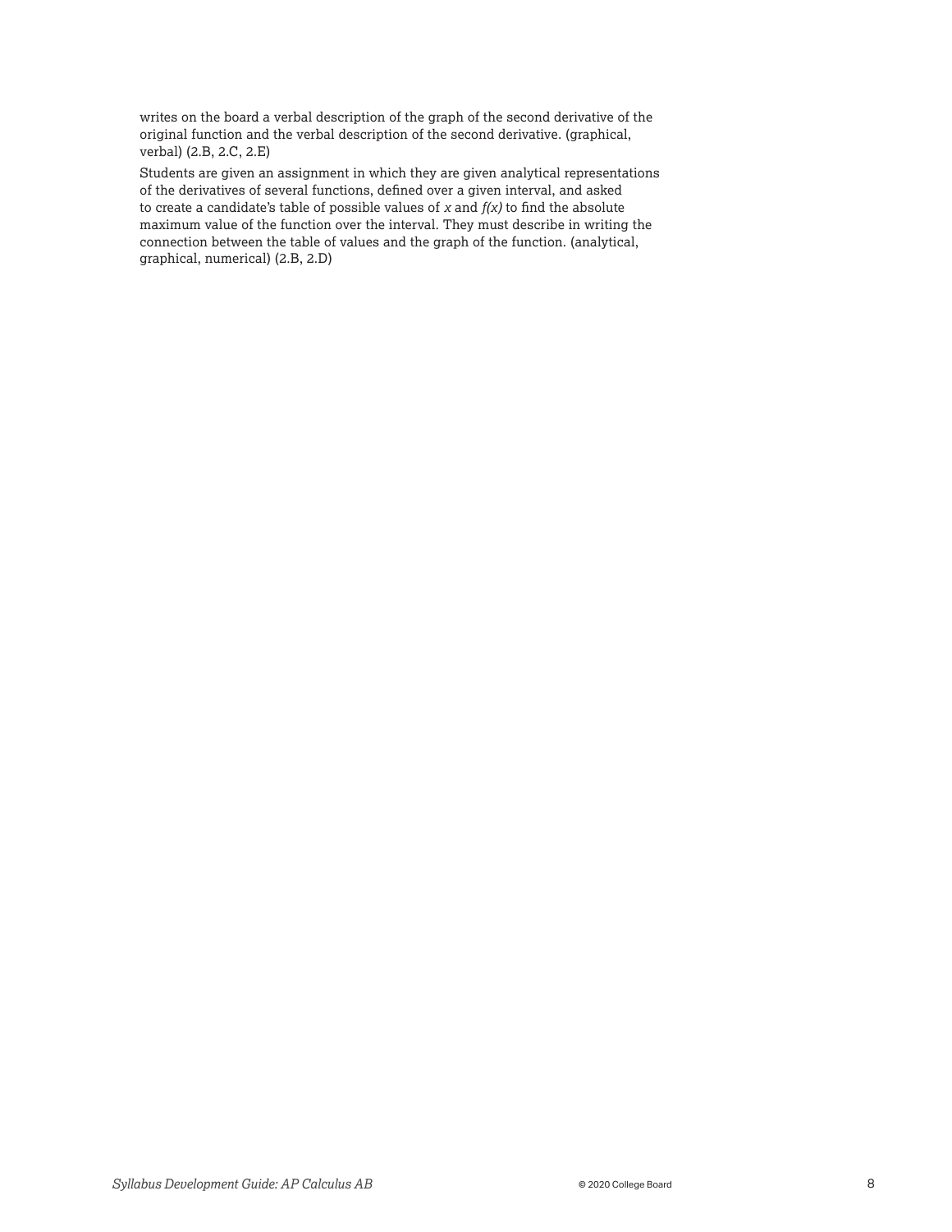writes on the board a verbal description of the graph of the second derivative of the original function and the verbal description of the second derivative. (graphical, verbal) (2.B, 2.C, 2.E)

Students are given an assignment in which they are given analytical representations of the derivatives of several functions, defined over a given interval, and asked to create a candidate's table of possible values of $x$ and $f(x)$ to find the absolute maximum value of the function over the interval. They must describe in writing the connection between the table of values and the graph of the function. (analytical, graphical, numerical) (2.B, 2.D)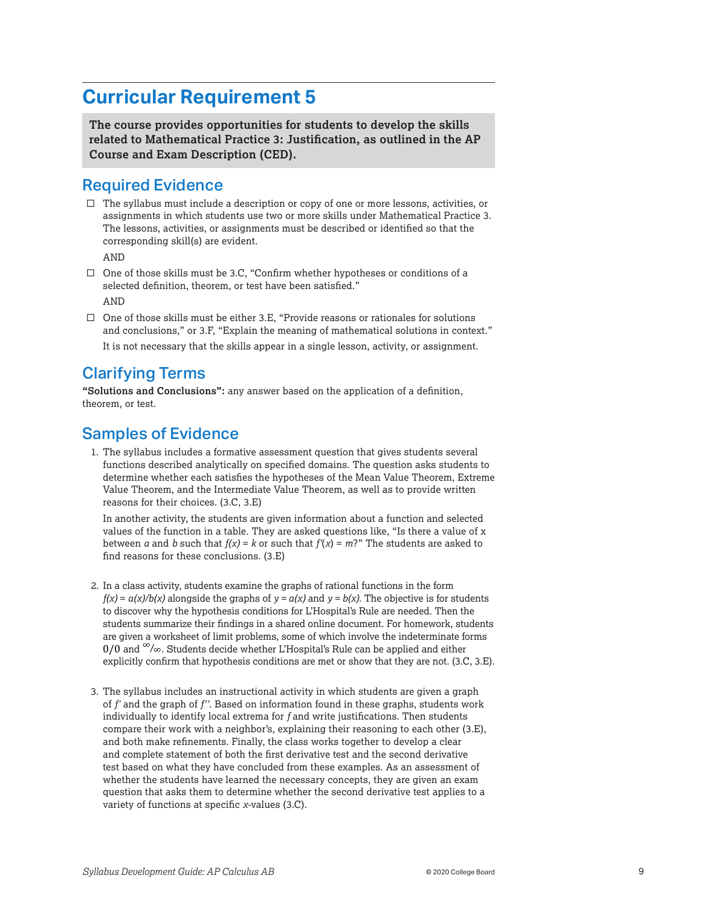# Curricular Requirement 5

**The course provides opportunities for students to develop the skills related to Mathematical Practice 3: Justification, as outlined in the AP Course and Exam Description (CED).**

## Required Evidence

- ☐ The syllabus must include a description or copy of one or more lessons, activities, or assignments in which students use two or more skills under Mathematical Practice 3. The lessons, activities, or assignments must be described or identified so that the corresponding skill(s) are evident.

  AND

- ☐ One of those skills must be 3.C, "Confirm whether hypotheses or conditions of a selected definition, theorem, or test have been satisfied."

  AND

- ☐ One of those skills must be either 3.E, "Provide reasons or rationales for solutions and conclusions," or 3.F, "Explain the meaning of mathematical solutions in context."

  It is not necessary that the skills appear in a single lesson, activity, or assignment.

## Clarifying Terms

**"Solutions and Conclusions":** any answer based on the application of a definition, theorem, or test.

## Samples of Evidence

1. The syllabus includes a formative assessment question that gives students several functions described analytically on specified domains. The question asks students to determine whether each satisfies the hypotheses of the Mean Value Theorem, Extreme Value Theorem, and the Intermediate Value Theorem, as well as to provide written reasons for their choices. (3.C, 3.E)

   In another activity, the students are given information about a function and selected values of the function in a table. They are asked questions like, "Is there a value of x between $a$ and $b$ such that $f(x) = k$ or such that $f'(x) = m$?" The students are asked to find reasons for these conclusions. (3.E)

2. In a class activity, students examine the graphs of rational functions in the form $f(x) = a(x)/b(x)$ alongside the graphs of $y = a(x)$ and $y = b(x)$. The objective is for students to discover why the hypothesis conditions for L'Hospital's Rule are needed. Then the students summarize their findings in a shared online document. For homework, students are given a worksheet of limit problems, some of which involve the indeterminate forms $0/0$ and $\infty/\infty$. Students decide whether L'Hospital's Rule can be applied and either explicitly confirm that hypothesis conditions are met or show that they are not. (3.C, 3.E).

3. The syllabus includes an instructional activity in which students are given a graph of $f'$ and the graph of $f''$. Based on information found in these graphs, students work individually to identify local extrema for $f$ and write justifications. Then students compare their work with a neighbor's, explaining their reasoning to each other (3.E), and both make refinements. Finally, the class works together to develop a clear and complete statement of both the first derivative test and the second derivative test based on what they have concluded from these examples. As an assessment of whether the students have learned the necessary concepts, they are given an exam question that asks them to determine whether the second derivative test applies to a variety of functions at specific $x$-values (3.C).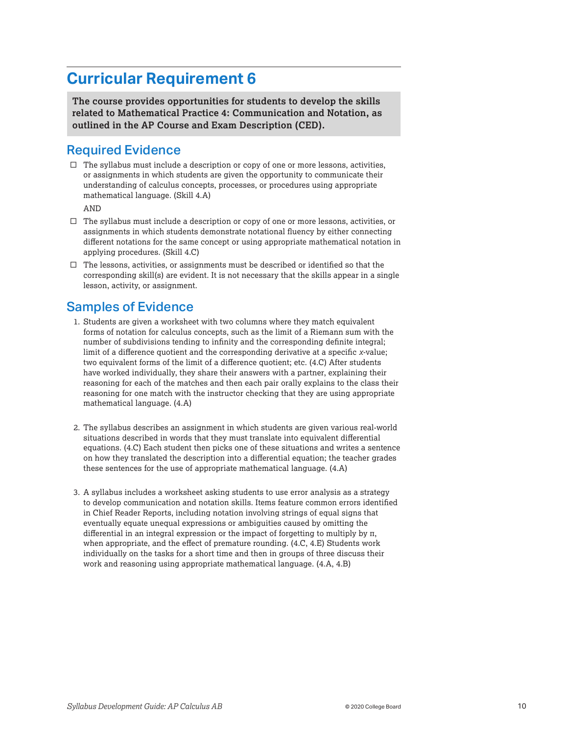# Curricular Requirement 6

**The course provides opportunities for students to develop the skills related to Mathematical Practice 4: Communication and Notation, as outlined in the AP Course and Exam Description (CED).**

## Required Evidence

- ☐ The syllabus must include a description or copy of one or more lessons, activities, or assignments in which students are given the opportunity to communicate their understanding of calculus concepts, processes, or procedures using appropriate mathematical language. (Skill 4.A)

  AND

- ☐ The syllabus must include a description or copy of one or more lessons, activities, or assignments in which students demonstrate notational fluency by either connecting different notations for the same concept or using appropriate mathematical notation in applying procedures. (Skill 4.C)
- ☐ The lessons, activities, or assignments must be described or identified so that the corresponding skill(s) are evident. It is not necessary that the skills appear in a single lesson, activity, or assignment.

## Samples of Evidence

1. Students are given a worksheet with two columns where they match equivalent forms of notation for calculus concepts, such as the limit of a Riemann sum with the number of subdivisions tending to infinity and the corresponding definite integral; limit of a difference quotient and the corresponding derivative at a specific $x$-value; two equivalent forms of the limit of a difference quotient; etc. (4.C) After students have worked individually, they share their answers with a partner, explaining their reasoning for each of the matches and then each pair orally explains to the class their reasoning for one match with the instructor checking that they are using appropriate mathematical language. (4.A)

2. The syllabus describes an assignment in which students are given various real-world situations described in words that they must translate into equivalent differential equations. (4.C) Each student then picks one of these situations and writes a sentence on how they translated the description into a differential equation; the teacher grades these sentences for the use of appropriate mathematical language. (4.A)

3. A syllabus includes a worksheet asking students to use error analysis as a strategy to develop communication and notation skills. Items feature common errors identified in Chief Reader Reports, including notation involving strings of equal signs that eventually equate unequal expressions or ambiguities caused by omitting the differential in an integral expression or the impact of forgetting to multiply by $\pi$, when appropriate, and the effect of premature rounding. (4.C, 4.E) Students work individually on the tasks for a short time and then in groups of three discuss their work and reasoning using appropriate mathematical language. (4.A, 4.B)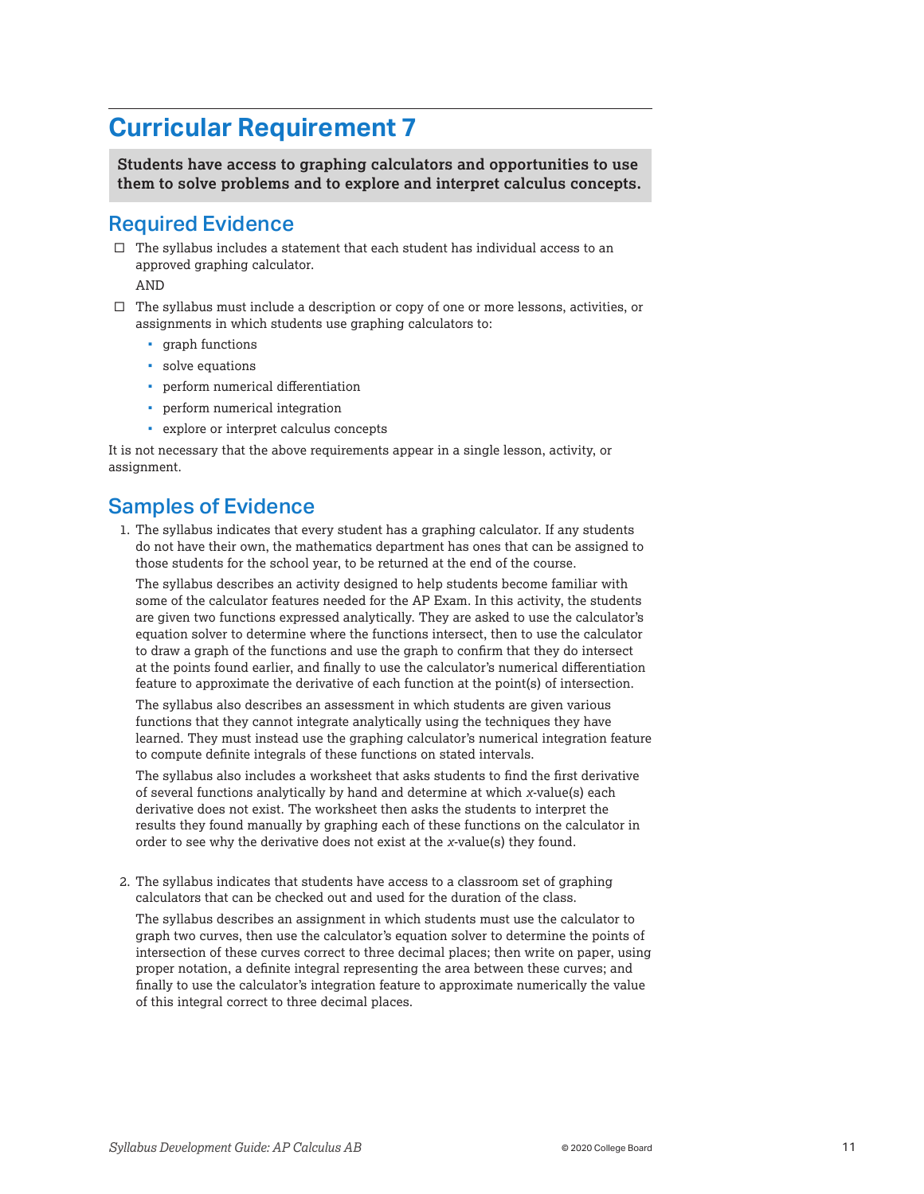# Curricular Requirement 7

**Students have access to graphing calculators and opportunities to use them to solve problems and to explore and interpret calculus concepts.**

## Required Evidence

- ☐ The syllabus includes a statement that each student has individual access to an approved graphing calculator.

  AND

- ☐ The syllabus must include a description or copy of one or more lessons, activities, or assignments in which students use graphing calculators to:
  - graph functions
  - solve equations
  - perform numerical differentiation
  - perform numerical integration
  - explore or interpret calculus concepts

It is not necessary that the above requirements appear in a single lesson, activity, or assignment.

## Samples of Evidence

1. The syllabus indicates that every student has a graphing calculator. If any students do not have their own, the mathematics department has ones that can be assigned to those students for the school year, to be returned at the end of the course.

   The syllabus describes an activity designed to help students become familiar with some of the calculator features needed for the AP Exam. In this activity, the students are given two functions expressed analytically. They are asked to use the calculator's equation solver to determine where the functions intersect, then to use the calculator to draw a graph of the functions and use the graph to confirm that they do intersect at the points found earlier, and finally to use the calculator's numerical differentiation feature to approximate the derivative of each function at the point(s) of intersection.

   The syllabus also describes an assessment in which students are given various functions that they cannot integrate analytically using the techniques they have learned. They must instead use the graphing calculator's numerical integration feature to compute definite integrals of these functions on stated intervals.

   The syllabus also includes a worksheet that asks students to find the first derivative of several functions analytically by hand and determine at which $x$-value(s) each derivative does not exist. The worksheet then asks the students to interpret the results they found manually by graphing each of these functions on the calculator in order to see why the derivative does not exist at the $x$-value(s) they found.

2. The syllabus indicates that students have access to a classroom set of graphing calculators that can be checked out and used for the duration of the class.

   The syllabus describes an assignment in which students must use the calculator to graph two curves, then use the calculator's equation solver to determine the points of intersection of these curves correct to three decimal places; then write on paper, using proper notation, a definite integral representing the area between these curves; and finally to use the calculator's integration feature to approximate numerically the value of this integral correct to three decimal places.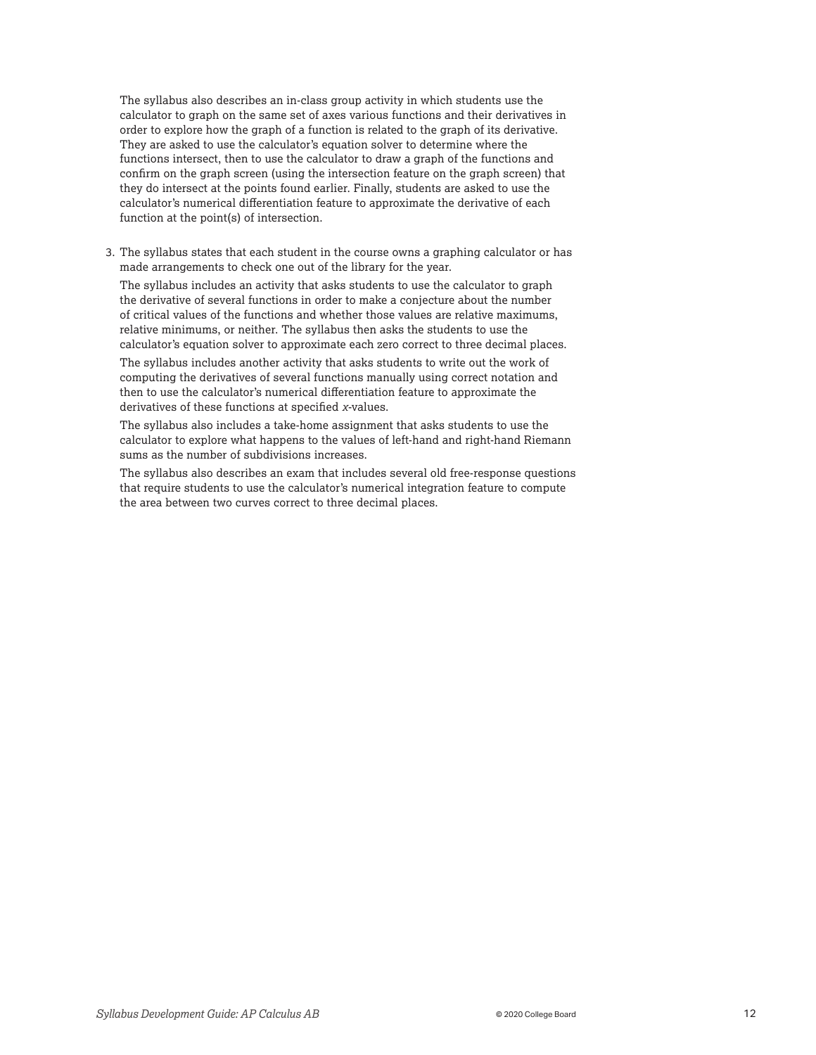The syllabus also describes an in-class group activity in which students use the calculator to graph on the same set of axes various functions and their derivatives in order to explore how the graph of a function is related to the graph of its derivative. They are asked to use the calculator's equation solver to determine where the functions intersect, then to use the calculator to draw a graph of the functions and confirm on the graph screen (using the intersection feature on the graph screen) that they do intersect at the points found earlier. Finally, students are asked to use the calculator's numerical differentiation feature to approximate the derivative of each function at the point(s) of intersection.

3. The syllabus states that each student in the course owns a graphing calculator or has made arrangements to check one out of the library for the year.

   The syllabus includes an activity that asks students to use the calculator to graph the derivative of several functions in order to make a conjecture about the number of critical values of the functions and whether those values are relative maximums, relative minimums, or neither. The syllabus then asks the students to use the calculator's equation solver to approximate each zero correct to three decimal places.

   The syllabus includes another activity that asks students to write out the work of computing the derivatives of several functions manually using correct notation and then to use the calculator's numerical differentiation feature to approximate the derivatives of these functions at specified $x$-values.

   The syllabus also includes a take-home assignment that asks students to use the calculator to explore what happens to the values of left-hand and right-hand Riemann sums as the number of subdivisions increases.

   The syllabus also describes an exam that includes several old free-response questions that require students to use the calculator's numerical integration feature to compute the area between two curves correct to three decimal places.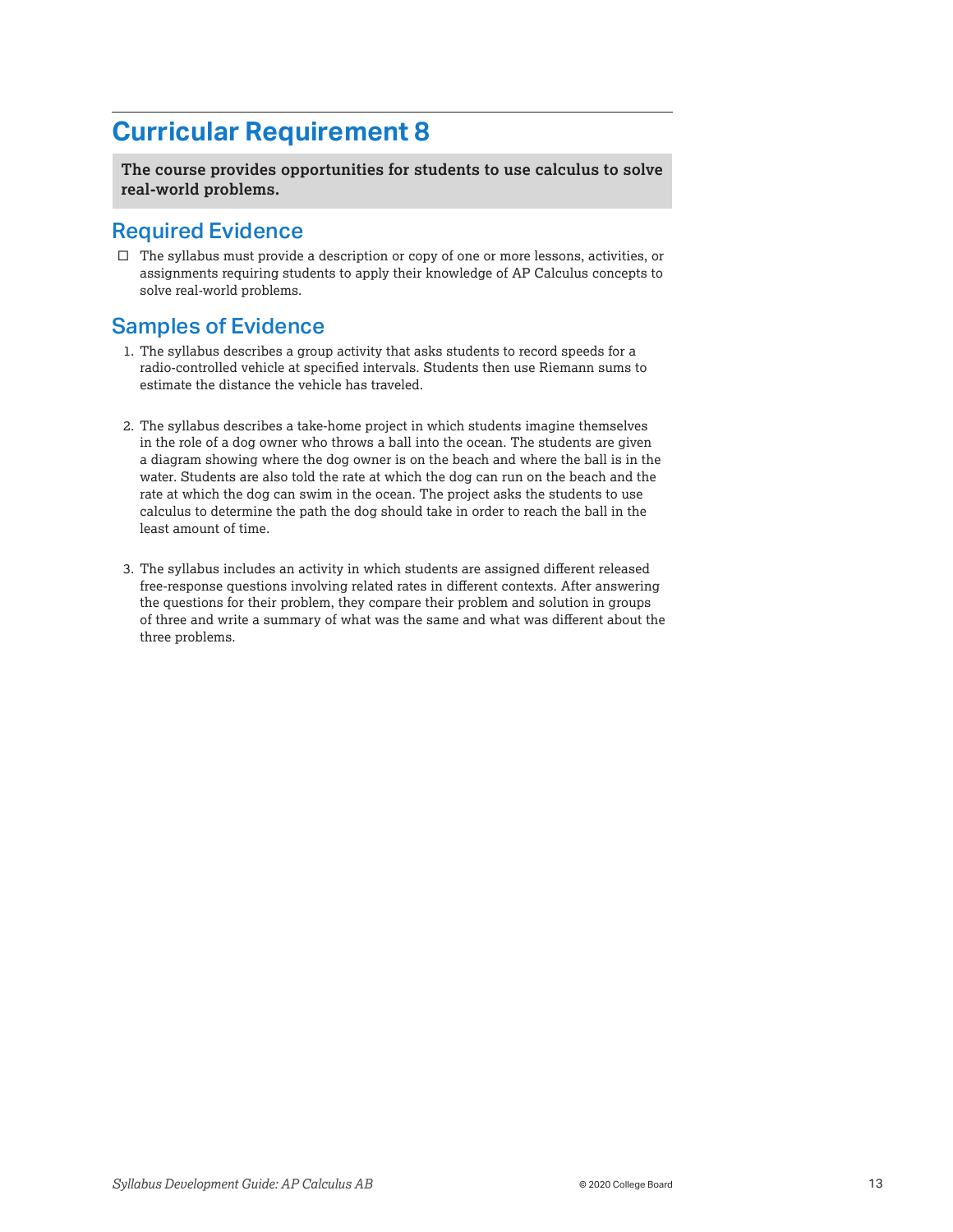# Curricular Requirement 8

**The course provides opportunities for students to use calculus to solve real-world problems.**

## Required Evidence

- ☐ The syllabus must provide a description or copy of one or more lessons, activities, or assignments requiring students to apply their knowledge of AP Calculus concepts to solve real-world problems.

## Samples of Evidence

1. The syllabus describes a group activity that asks students to record speeds for a radio-controlled vehicle at specified intervals. Students then use Riemann sums to estimate the distance the vehicle has traveled.

2. The syllabus describes a take-home project in which students imagine themselves in the role of a dog owner who throws a ball into the ocean. The students are given a diagram showing where the dog owner is on the beach and where the ball is in the water. Students are also told the rate at which the dog can run on the beach and the rate at which the dog can swim in the ocean. The project asks the students to use calculus to determine the path the dog should take in order to reach the ball in the least amount of time.

3. The syllabus includes an activity in which students are assigned different released free-response questions involving related rates in different contexts. After answering the questions for their problem, they compare their problem and solution in groups of three and write a summary of what was the same and what was different about the three problems.